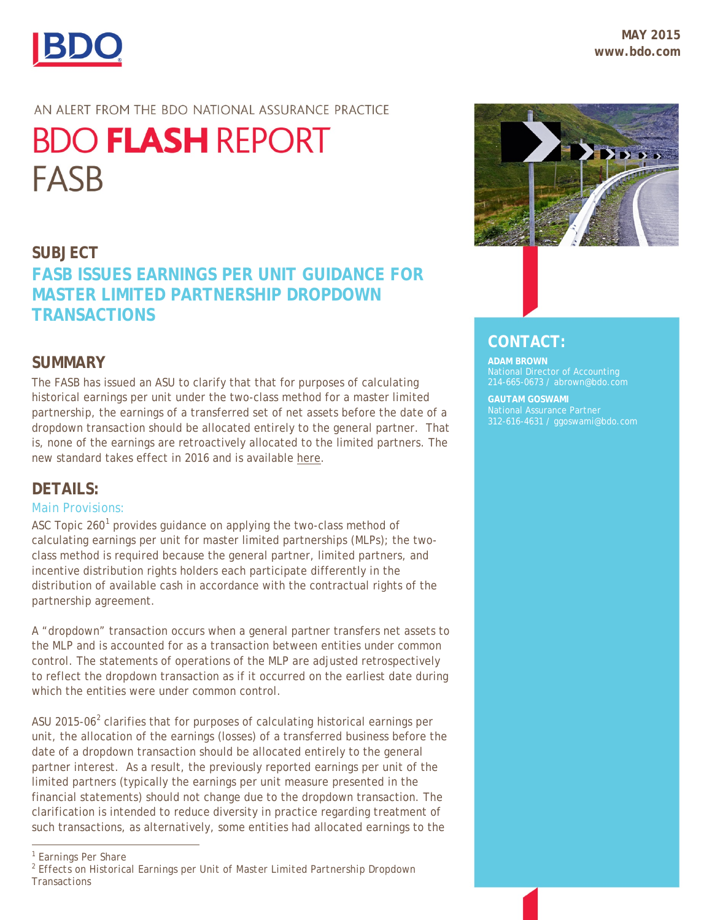MAY 2015
www.bdo.com

AN ALERT FROM THE BDO NATIONAL ASSURANCE PRACTICE

# BDO FLASH REPORT FASB

## SUBJECT

### FASB ISSUES EARNINGS PER UNIT GUIDANCE FOR MASTER LIMITED PARTNERSHIP DROPDOWN TRANSACTIONS

## SUMMARY

The FASB has issued an ASU to clarify that that for purposes of calculating historical earnings per unit under the two-class method for a master limited partnership, the earnings of a transferred set of net assets before the date of a dropdown transaction should be allocated entirely to the general partner. That is, none of the earnings are retroactively allocated to the limited partners. The new standard takes effect in 2016 and is available here.

## DETAILS:

### Main Provisions:

ASC Topic 260[1] provides guidance on applying the two-class method of calculating earnings per unit for master limited partnerships (MLPs); the two-class method is required because the general partner, limited partners, and incentive distribution rights holders each participate differently in the distribution of available cash in accordance with the contractual rights of the partnership agreement.

A "dropdown" transaction occurs when a general partner transfers net assets to the MLP and is accounted for as a transaction between entities under common control. The statements of operations of the MLP are adjusted retrospectively to reflect the dropdown transaction as if it occurred on the earliest date during which the entities were under common control.

ASU 2015-06[2] clarifies that for purposes of calculating historical earnings per unit, the allocation of the earnings (losses) of a transferred business before the date of a dropdown transaction should be allocated entirely to the general partner interest. As a result, the previously reported earnings per unit of the limited partners (typically the earnings per unit measure presented in the financial statements) should not change due to the dropdown transaction. The clarification is intended to reduce diversity in practice regarding treatment of such transactions, as alternatively, some entities had allocated earnings to the

[1] Earnings Per Share
[2] Effects on Historical Earnings per Unit of Master Limited Partnership Dropdown Transactions

## CONTACT:

**ADAM BROWN**
National Director of Accounting
214-665-0673 / abrown@bdo.com

**GAUTAM GOSWAMI**
National Assurance Partner
312-616-4631 / ggoswami@bdo.com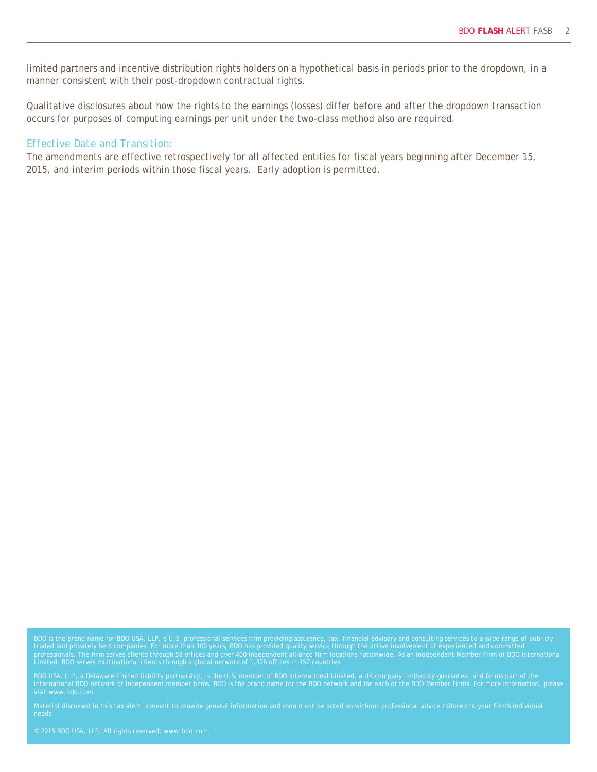limited partners and incentive distribution rights holders on a hypothetical basis in periods prior to the dropdown, in a manner consistent with their post-dropdown contractual rights.

Qualitative disclosures about how the rights to the earnings (losses) differ before and after the dropdown transaction occurs for purposes of computing earnings per unit under the two-class method also are required.

### *Effective Date and Transition:*

The amendments are effective retrospectively for all affected entities for fiscal years beginning after December 15, 2015, and interim periods within those fiscal years. Early adoption is permitted.

BDO is the brand name for BDO USA, LLP, a U.S. professional services firm providing assurance, tax, financial advisory and consulting services to a wide range of publicly traded and privately held companies. For more than 100 years, BDO has provided quality service through the active involvement of experienced and committed professionals. The firm serves clients through 58 offices and over 400 independent alliance firm locations nationwide. As an independent Member Firm of BDO International Limited, BDO serves multinational clients through a global network of 1,328 offices in 152 countries.

BDO USA, LLP, a Delaware limited liability partnership, is the U.S. member of BDO International Limited, a UK company limited by guarantee, and forms part of the international BDO network of independent member firms. BDO is the brand name for the BDO network and for each of the BDO Member Firms. For more information, please visit www.bdo.com.

Material discussed in this tax alert is meant to provide general information and should not be acted on without professional advice tailored to your firm's individual needs.

© 2015 BDO USA, LLP. All rights reserved. www.bdo.com